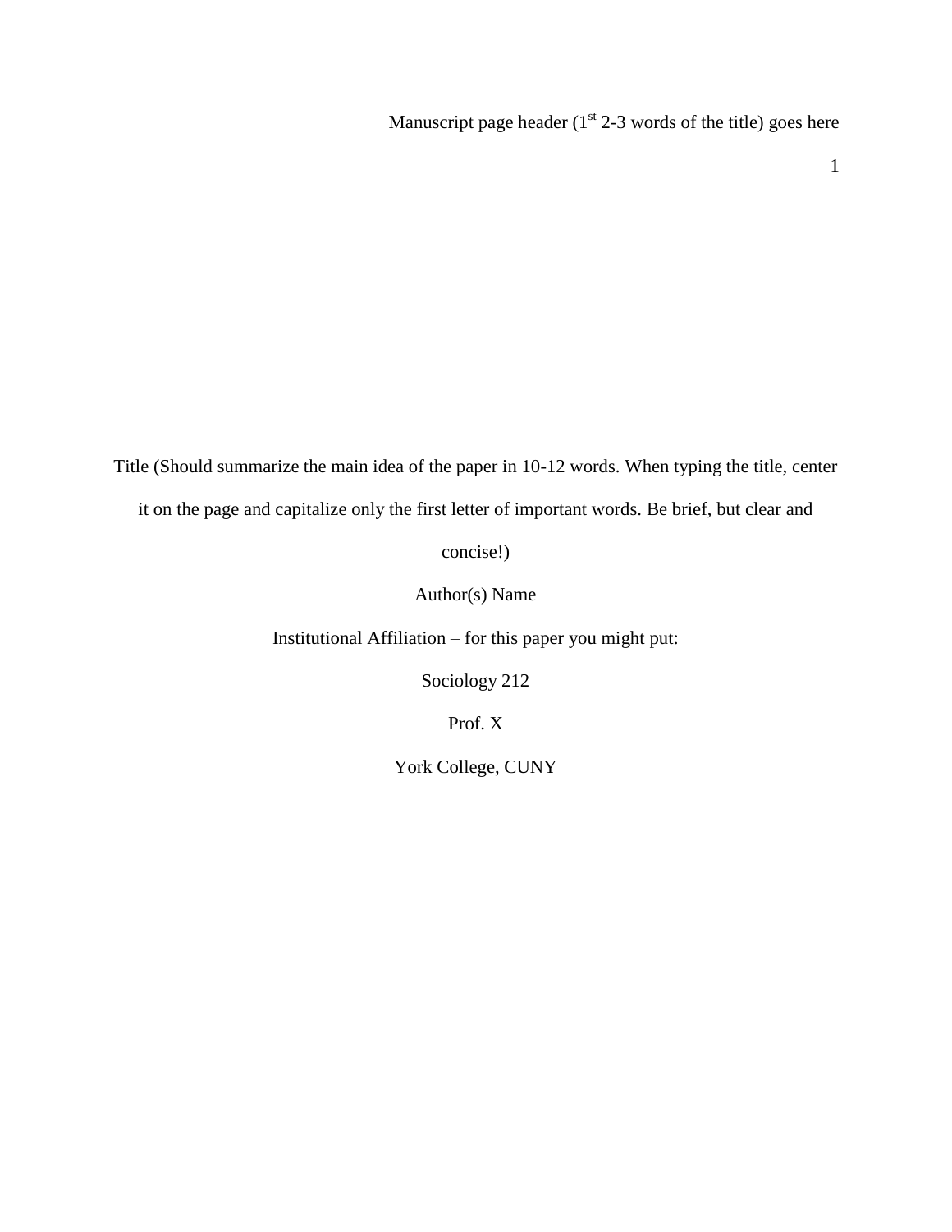Title (Should summarize the main idea of the paper in 10-12 words. When typing the title, center it on the page and capitalize only the first letter of important words. Be brief, but clear and concise!)

Author(s) Name

Institutional Affiliation – for this paper you might put:

Sociology 212

Prof. X

York College, CUNY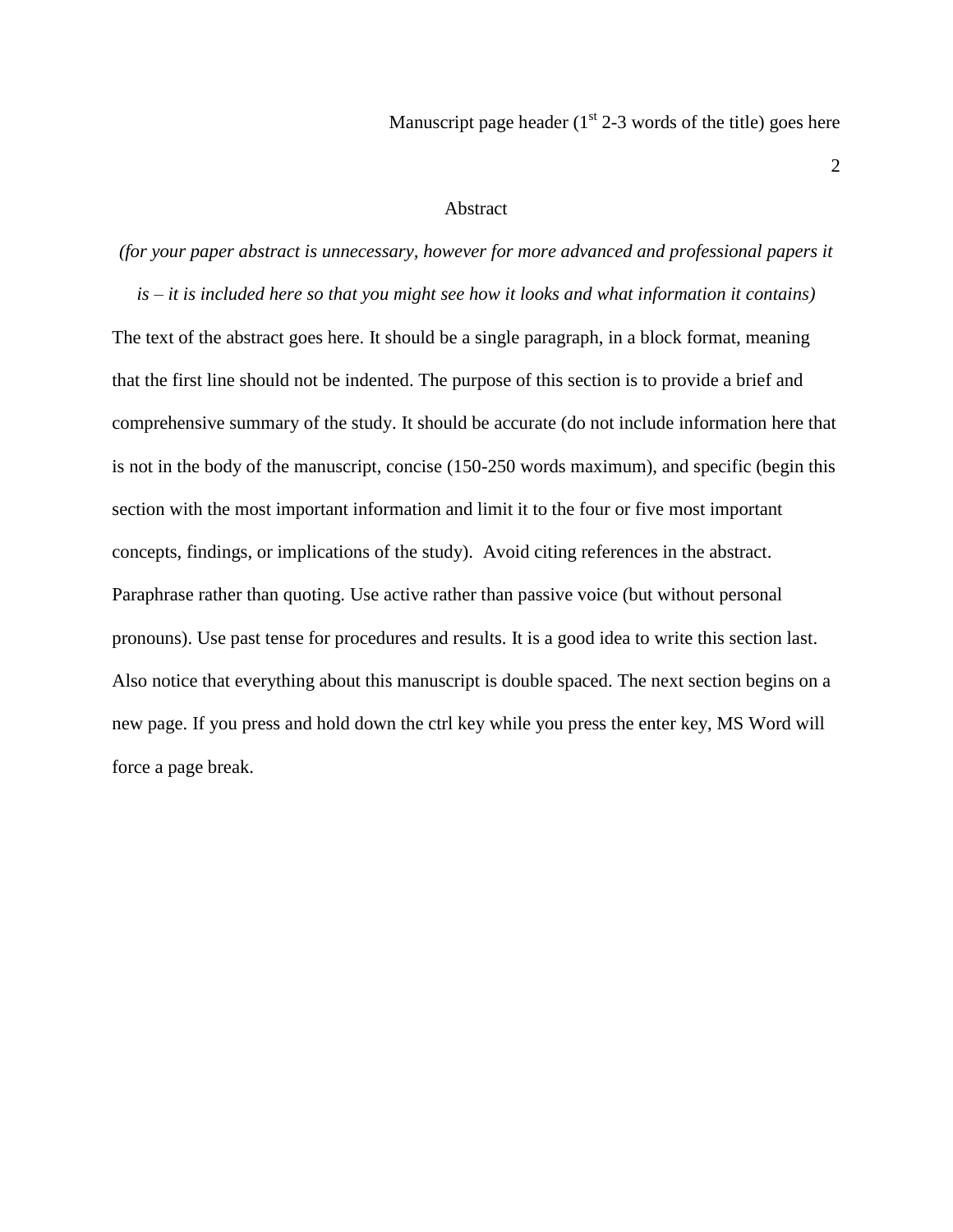# Abstract

*(for your paper abstract is unnecessary, however for more advanced and professional papers it is – it is included here so that you might see how it looks and what information it contains)*

The text of the abstract goes here. It should be a single paragraph, in a block format, meaning that the first line should not be indented. The purpose of this section is to provide a brief and comprehensive summary of the study. It should be accurate (do not include information here that is not in the body of the manuscript, concise (150-250 words maximum), and specific (begin this section with the most important information and limit it to the four or five most important concepts, findings, or implications of the study). Avoid citing references in the abstract. Paraphrase rather than quoting. Use active rather than passive voice (but without personal pronouns). Use past tense for procedures and results. It is a good idea to write this section last. Also notice that everything about this manuscript is double spaced. The next section begins on a new page. If you press and hold down the ctrl key while you press the enter key, MS Word will force a page break.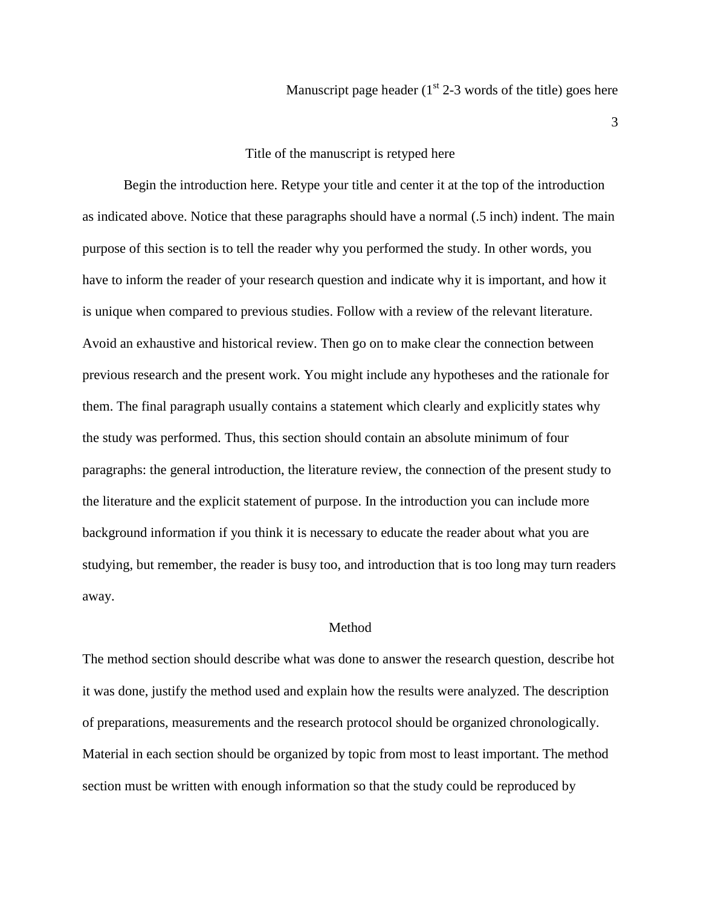# Title of the manuscript is retyped here

Begin the introduction here. Retype your title and center it at the top of the introduction as indicated above. Notice that these paragraphs should have a normal (.5 inch) indent. The main purpose of this section is to tell the reader why you performed the study. In other words, you have to inform the reader of your research question and indicate why it is important, and how it is unique when compared to previous studies. Follow with a review of the relevant literature. Avoid an exhaustive and historical review. Then go on to make clear the connection between previous research and the present work. You might include any hypotheses and the rationale for them. The final paragraph usually contains a statement which clearly and explicitly states why the study was performed. Thus, this section should contain an absolute minimum of four paragraphs: the general introduction, the literature review, the connection of the present study to the literature and the explicit statement of purpose. In the introduction you can include more background information if you think it is necessary to educate the reader about what you are studying, but remember, the reader is busy too, and introduction that is too long may turn readers away.

## Method

The method section should describe what was done to answer the research question, describe hot it was done, justify the method used and explain how the results were analyzed. The description of preparations, measurements and the research protocol should be organized chronologically. Material in each section should be organized by topic from most to least important. The method section must be written with enough information so that the study could be reproduced by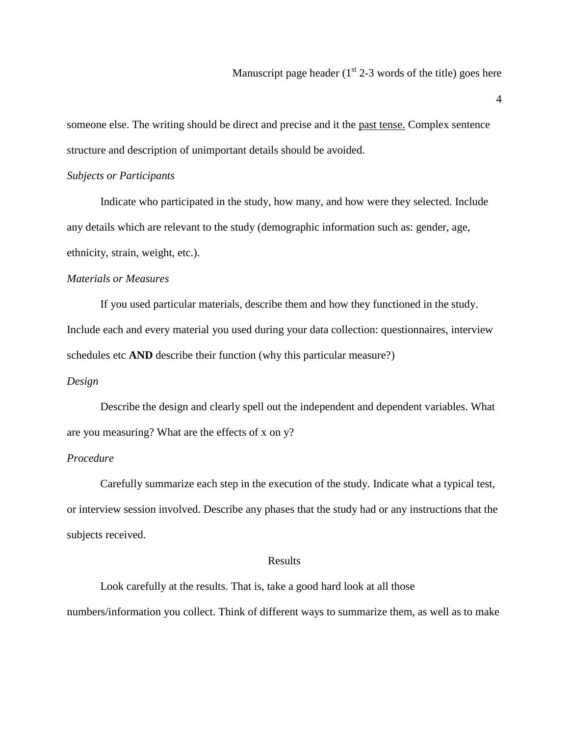someone else. The writing should be direct and precise and it the past tense. Complex sentence structure and description of unimportant details should be avoided.

### *Subjects or Participants*

Indicate who participated in the study, how many, and how were they selected. Include any details which are relevant to the study (demographic information such as: gender, age, ethnicity, strain, weight, etc.).

### *Materials or Measures*

If you used particular materials, describe them and how they functioned in the study. Include each and every material you used during your data collection: questionnaires, interview schedules etc **AND** describe their function (why this particular measure?)

### *Design*

Describe the design and clearly spell out the independent and dependent variables. What are you measuring? What are the effects of x on y?

### *Procedure*

Carefully summarize each step in the execution of the study. Indicate what a typical test, or interview session involved. Describe any phases that the study had or any instructions that the subjects received.

## Results

Look carefully at the results. That is, take a good hard look at all those numbers/information you collect. Think of different ways to summarize them, as well as to make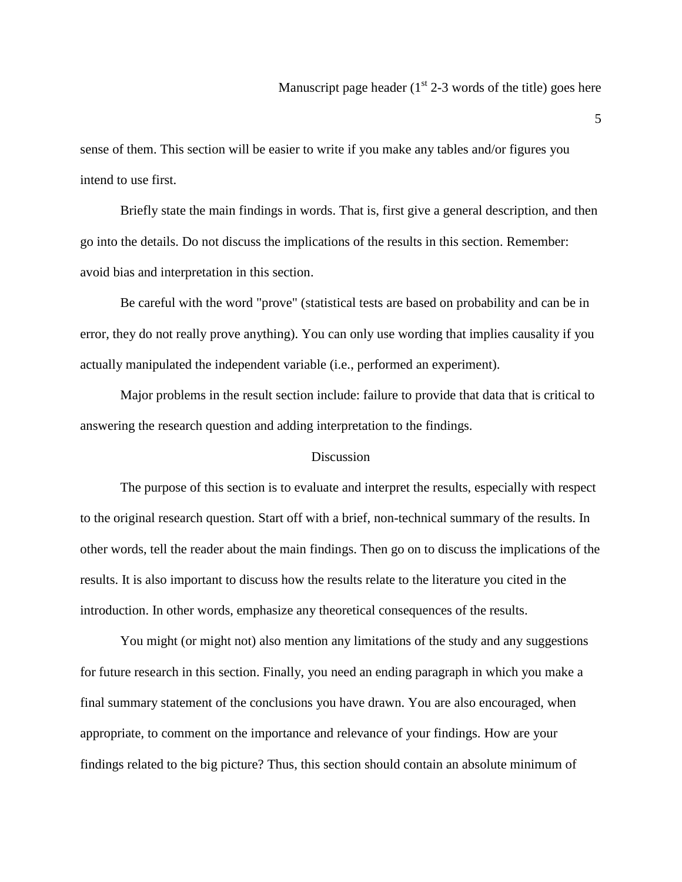sense of them. This section will be easier to write if you make any tables and/or figures you intend to use first.

Briefly state the main findings in words. That is, first give a general description, and then go into the details. Do not discuss the implications of the results in this section. Remember: avoid bias and interpretation in this section.

Be careful with the word "prove" (statistical tests are based on probability and can be in error, they do not really prove anything). You can only use wording that implies causality if you actually manipulated the independent variable (i.e., performed an experiment).

Major problems in the result section include: failure to provide that data that is critical to answering the research question and adding interpretation to the findings.

## Discussion

The purpose of this section is to evaluate and interpret the results, especially with respect to the original research question. Start off with a brief, non-technical summary of the results. In other words, tell the reader about the main findings. Then go on to discuss the implications of the results. It is also important to discuss how the results relate to the literature you cited in the introduction. In other words, emphasize any theoretical consequences of the results.

You might (or might not) also mention any limitations of the study and any suggestions for future research in this section. Finally, you need an ending paragraph in which you make a final summary statement of the conclusions you have drawn. You are also encouraged, when appropriate, to comment on the importance and relevance of your findings. How are your findings related to the big picture? Thus, this section should contain an absolute minimum of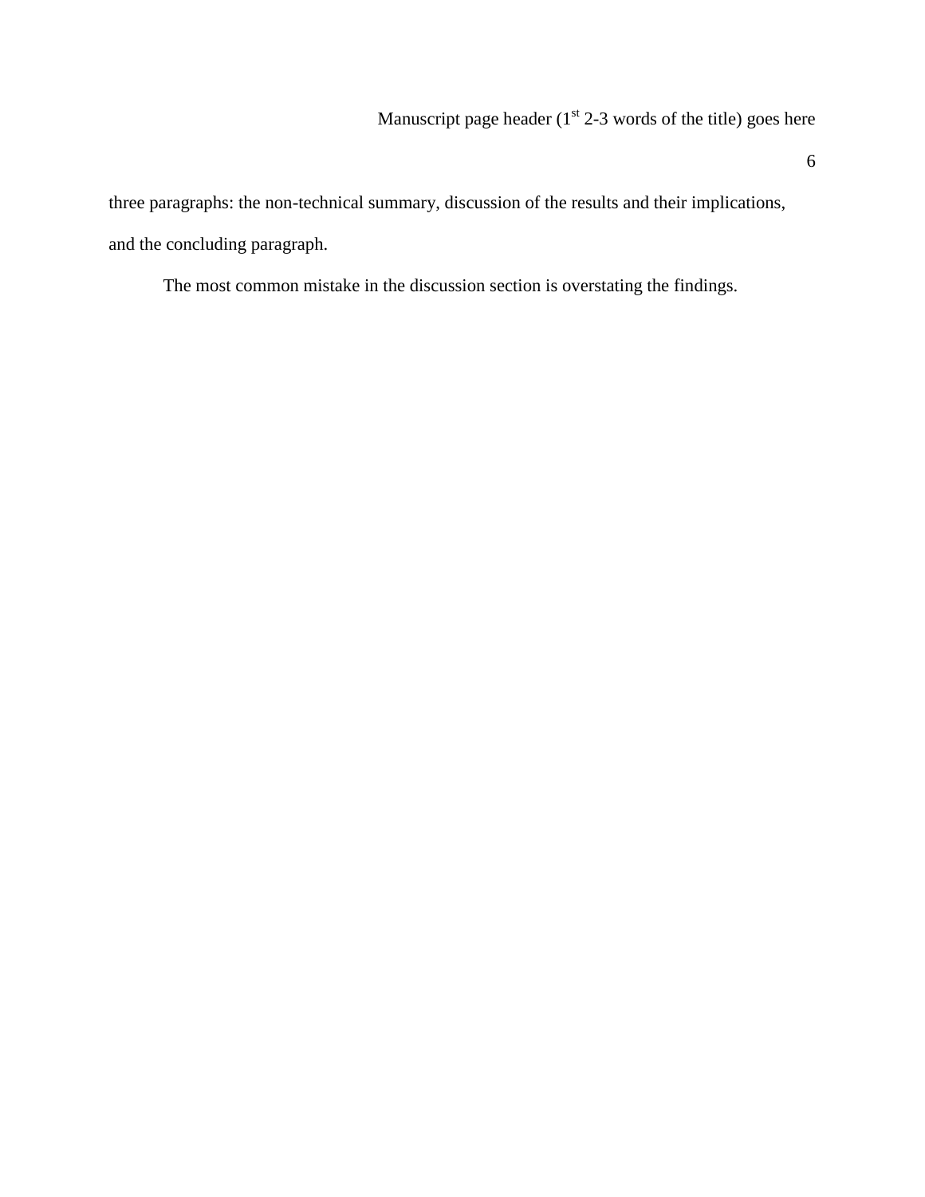three paragraphs: the non-technical summary, discussion of the results and their implications, and the concluding paragraph.

The most common mistake in the discussion section is overstating the findings.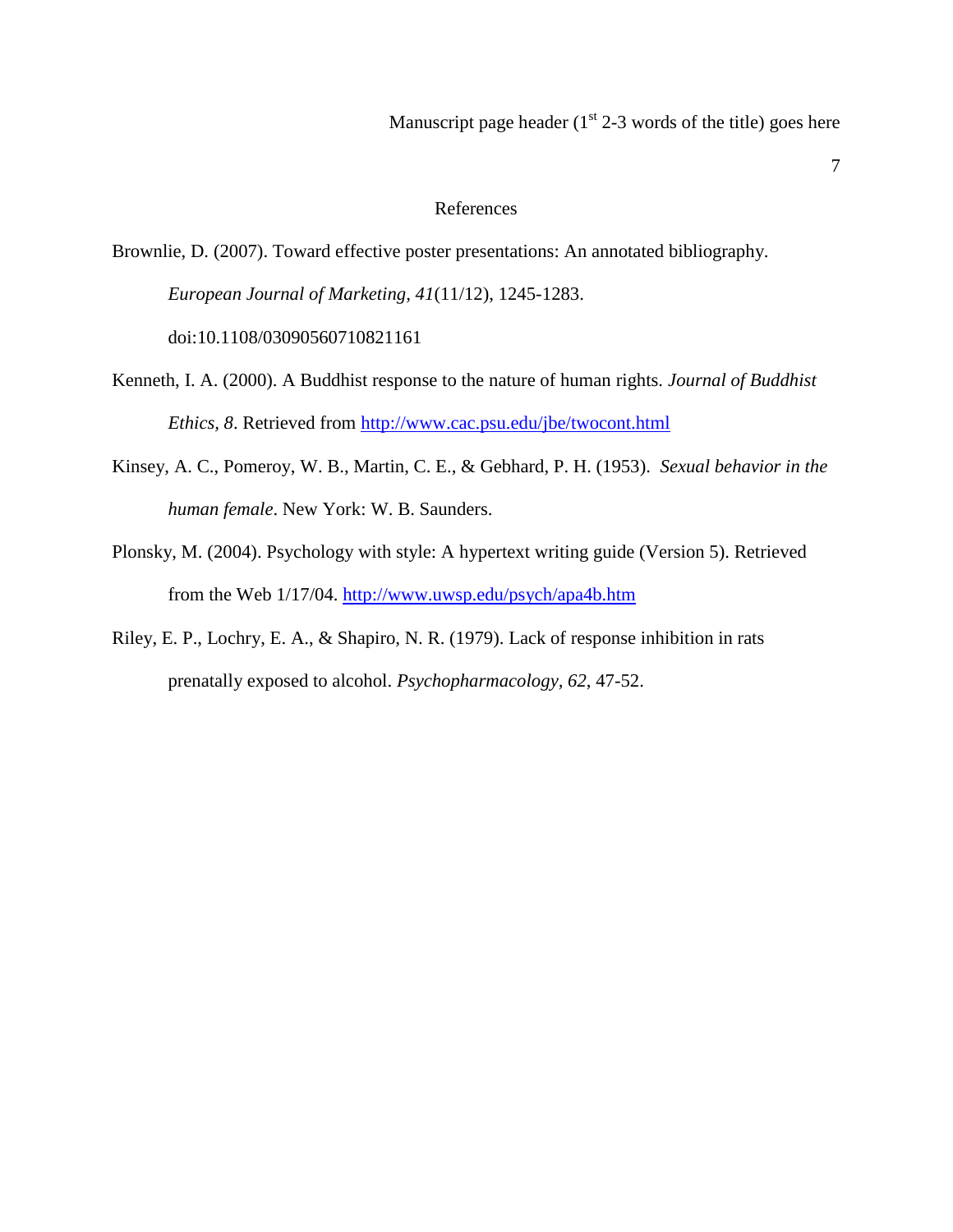# References

Brownlie, D. (2007). Toward effective poster presentations: An annotated bibliography. *European Journal of Marketing, 41*(11/12), 1245-1283. doi:10.1108/03090560710821161

Kenneth, I. A. (2000). A Buddhist response to the nature of human rights. *Journal of Buddhist Ethics, 8*. Retrieved from http://www.cac.psu.edu/jbe/twocont.html

Kinsey, A. C., Pomeroy, W. B., Martin, C. E., & Gebhard, P. H. (1953). *Sexual behavior in the human female*. New York: W. B. Saunders.

Plonsky, M. (2004). Psychology with style: A hypertext writing guide (Version 5). Retrieved from the Web 1/17/04. http://www.uwsp.edu/psych/apa4b.htm

Riley, E. P., Lochry, E. A., & Shapiro, N. R. (1979). Lack of response inhibition in rats prenatally exposed to alcohol. *Psychopharmacology, 62*, 47-52.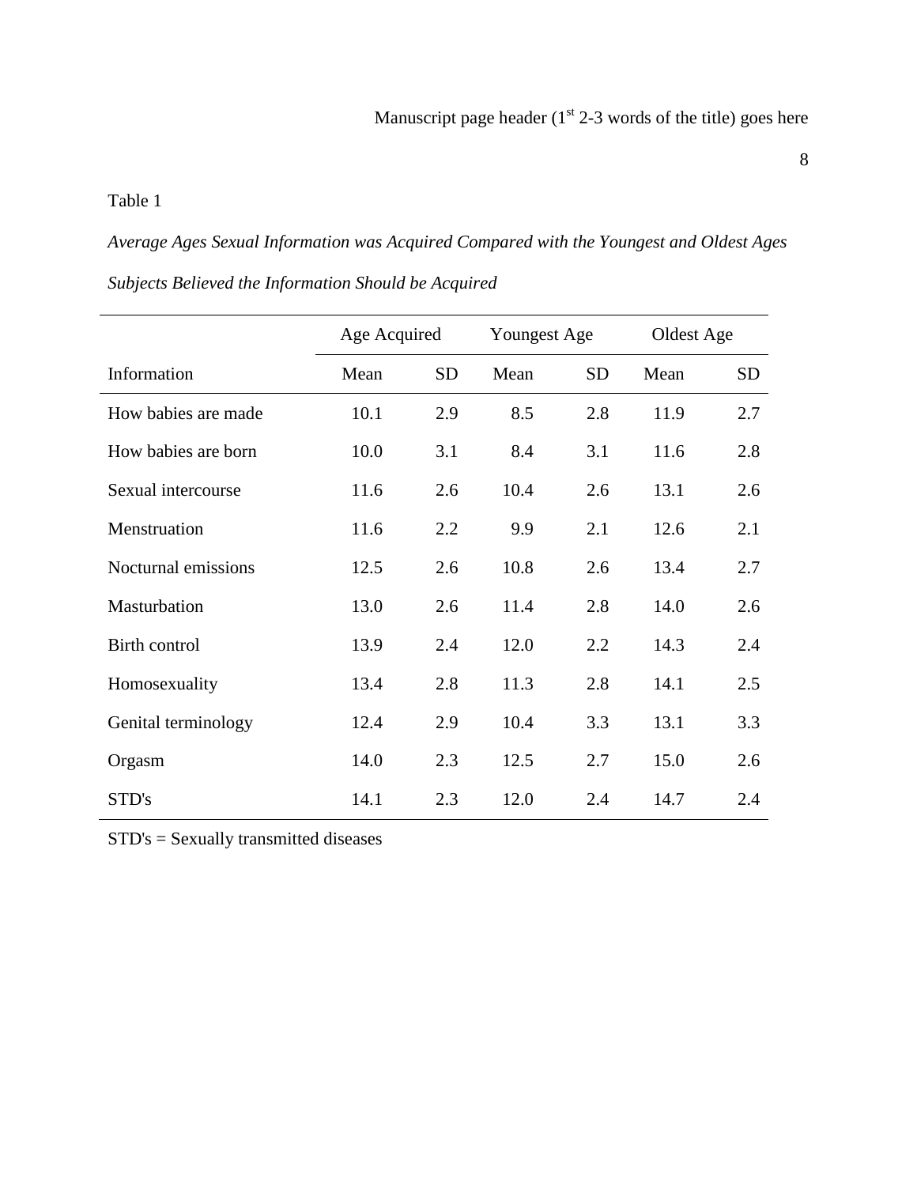Table 1

*Average Ages Sexual Information was Acquired Compared with the Youngest and Oldest Ages Subjects Believed the Information Should be Acquired*

| | Age Acquired | | Youngest Age | | Oldest Age | |
|---|---|---|---|---|---|---|
| Information | Mean | SD | Mean | SD | Mean | SD |
| How babies are made | 10.1 | 2.9 | 8.5 | 2.8 | 11.9 | 2.7 |
| How babies are born | 10.0 | 3.1 | 8.4 | 3.1 | 11.6 | 2.8 |
| Sexual intercourse | 11.6 | 2.6 | 10.4 | 2.6 | 13.1 | 2.6 |
| Menstruation | 11.6 | 2.2 | 9.9 | 2.1 | 12.6 | 2.1 |
| Nocturnal emissions | 12.5 | 2.6 | 10.8 | 2.6 | 13.4 | 2.7 |
| Masturbation | 13.0 | 2.6 | 11.4 | 2.8 | 14.0 | 2.6 |
| Birth control | 13.9 | 2.4 | 12.0 | 2.2 | 14.3 | 2.4 |
| Homosexuality | 13.4 | 2.8 | 11.3 | 2.8 | 14.1 | 2.5 |
| Genital terminology | 12.4 | 2.9 | 10.4 | 3.3 | 13.1 | 3.3 |
| Orgasm | 14.0 | 2.3 | 12.5 | 2.7 | 15.0 | 2.6 |
| STD's | 14.1 | 2.3 | 12.0 | 2.4 | 14.7 | 2.4 |

STD's = Sexually transmitted diseases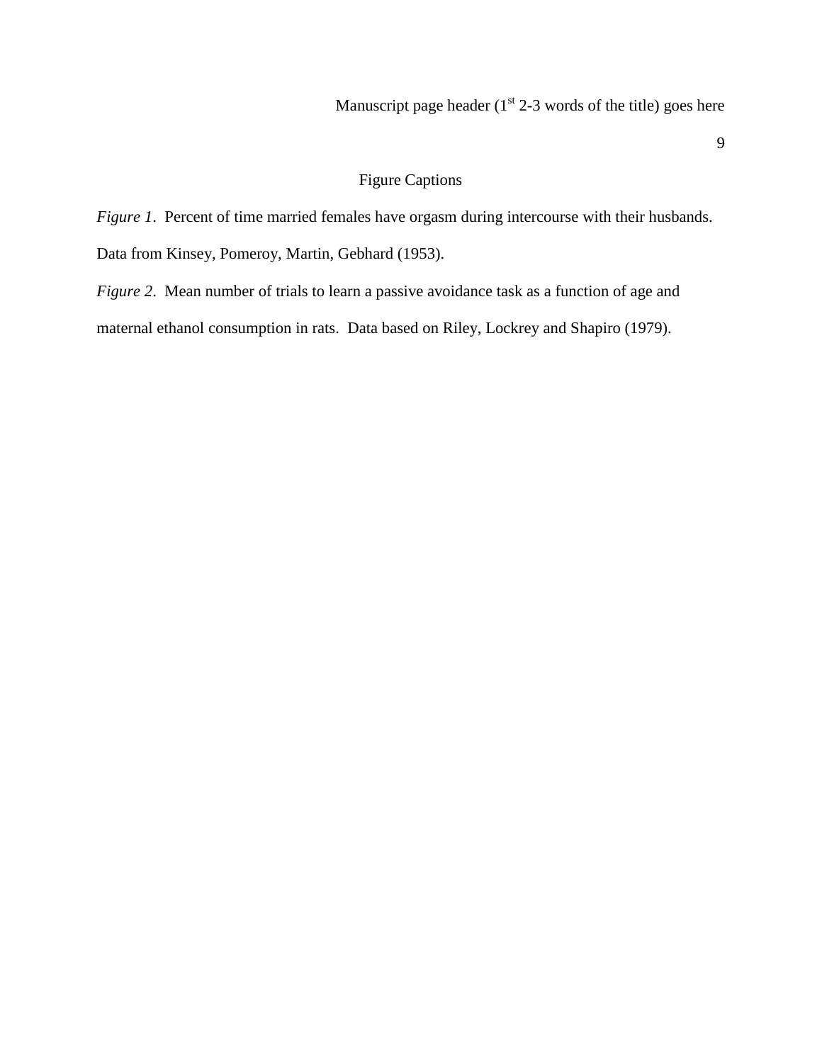# Figure Captions

*Figure 1*. Percent of time married females have orgasm during intercourse with their husbands. Data from Kinsey, Pomeroy, Martin, Gebhard (1953).

*Figure 2*. Mean number of trials to learn a passive avoidance task as a function of age and maternal ethanol consumption in rats. Data based on Riley, Lockrey and Shapiro (1979).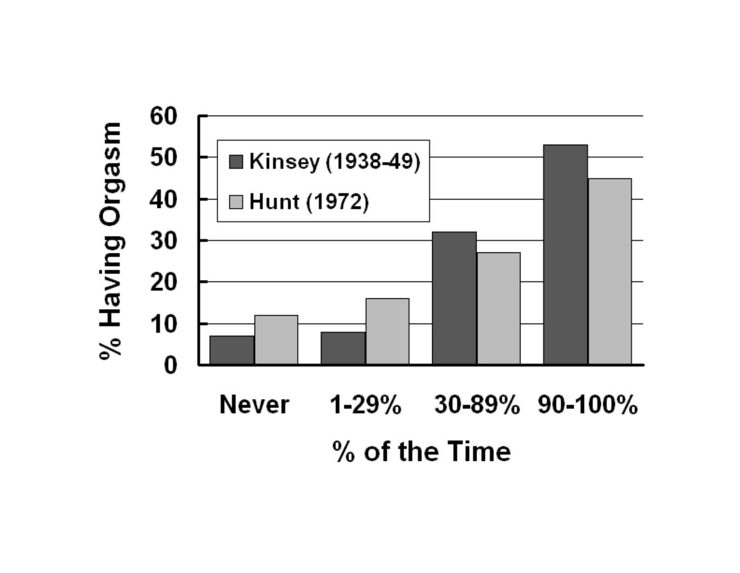% Having Orgasm

Kinsey (1938-49)

Hunt (1972)

Never | 1-29% | 30-89% | 90-100%

% of the Time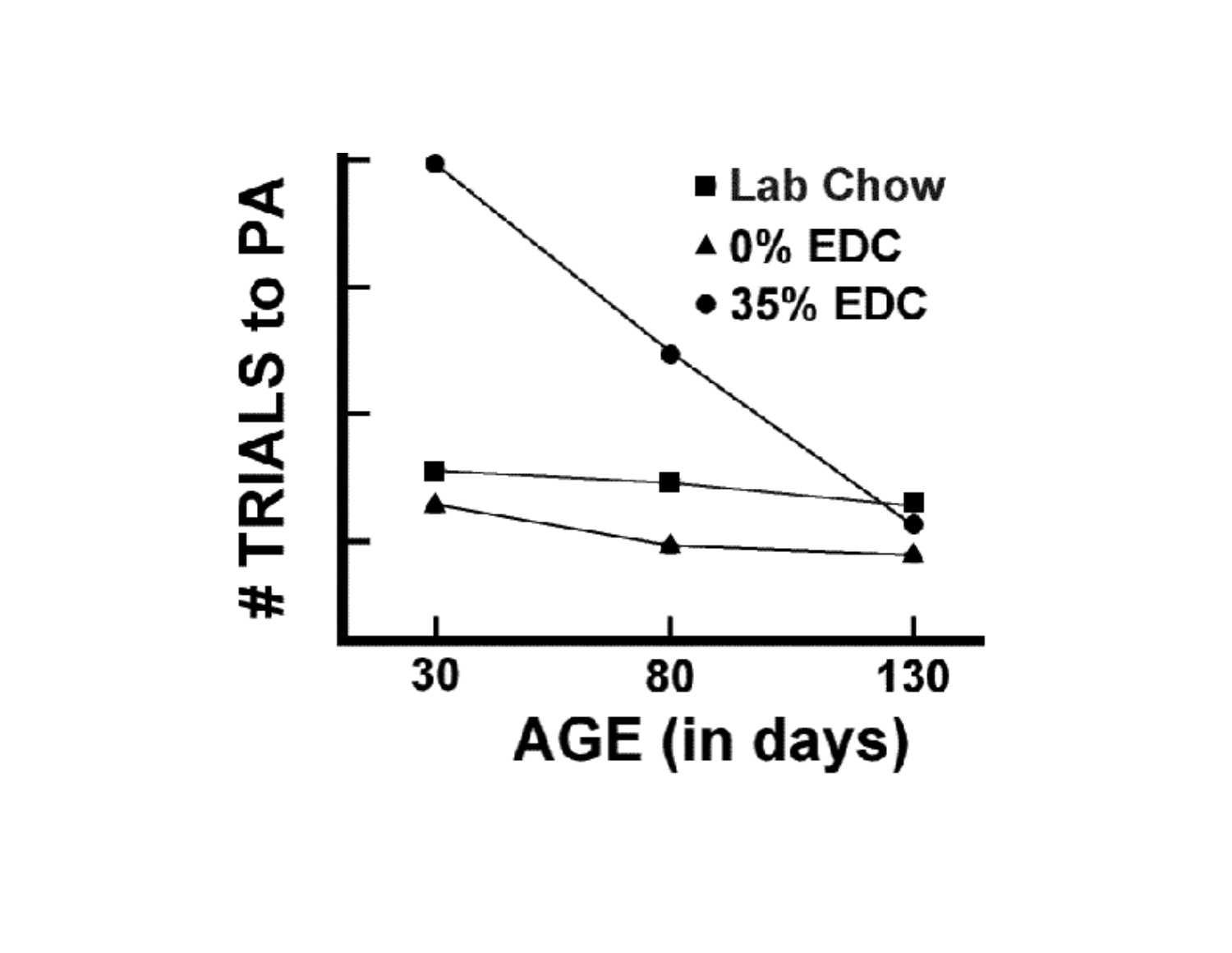Lab Chow

0% EDC

35% EDC

# TRIALS to PA

30

80

130

AGE (in days)